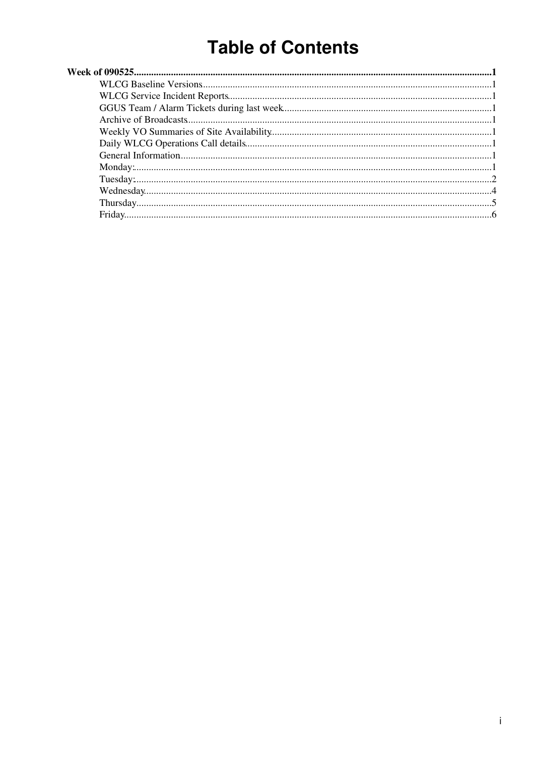# Table of Contents

**Week of 090525**......1

- WLCG Baseline Versions......1
- WLCG Service Incident Reports......1
- GGUS Team / Alarm Tickets during last week......1
- Archive of Broadcasts......1
- Weekly VO Summaries of Site Availability......1
- Daily WLCG Operations Call details......1
- General Information......1
- Monday:......1
- Tuesday:......2
- Wednesday......4
- Thursday......5
- Friday......6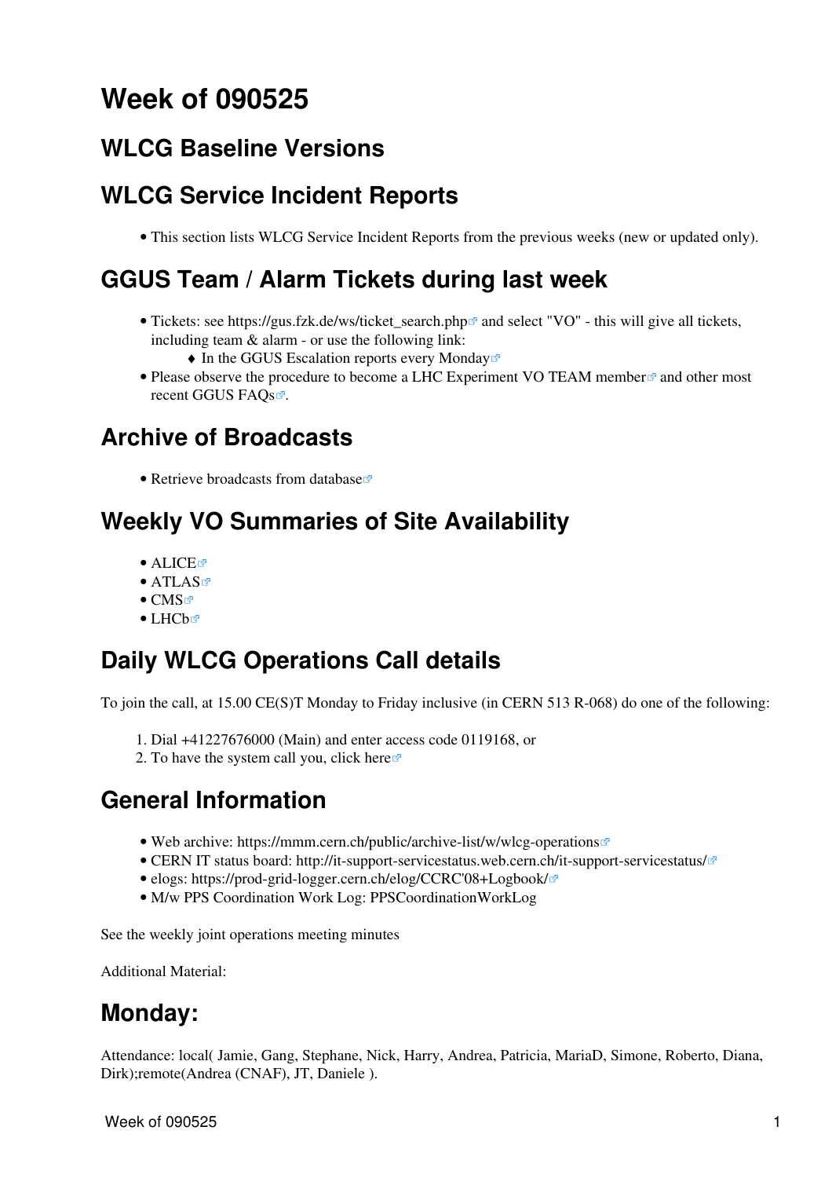# Week of 090525

## WLCG Baseline Versions

## WLCG Service Incident Reports

- This section lists WLCG Service Incident Reports from the previous weeks (new or updated only).

## GGUS Team / Alarm Tickets during last week

- Tickets: see https://gus.fzk.de/ws/ticket_search.php and select "VO" - this will give all tickets, including team & alarm - or use the following link:
    - In the GGUS Escalation reports every Monday
- Please observe the procedure to become a LHC Experiment VO TEAM member and other most recent GGUS FAQs.

## Archive of Broadcasts

- Retrieve broadcasts from database

## Weekly VO Summaries of Site Availability

- ALICE
- ATLAS
- CMS
- LHCb

## Daily WLCG Operations Call details

To join the call, at 15.00 CE(S)T Monday to Friday inclusive (in CERN 513 R-068) do one of the following:

1. Dial +41227676000 (Main) and enter access code 0119168, or
2. To have the system call you, click here

## General Information

- Web archive: https://mmm.cern.ch/public/archive-list/w/wlcg-operations
- CERN IT status board: http://it-support-servicestatus.web.cern.ch/it-support-servicestatus/
- elogs: https://prod-grid-logger.cern.ch/elog/CCRC'08+Logbook/
- M/w PPS Coordination Work Log: PPSCoordinationWorkLog

See the weekly joint operations meeting minutes

Additional Material:

## Monday:

Attendance: local( Jamie, Gang, Stephane, Nick, Harry, Andrea, Patricia, MariaD, Simone, Roberto, Diana, Dirk);remote(Andrea (CNAF), JT, Daniele ).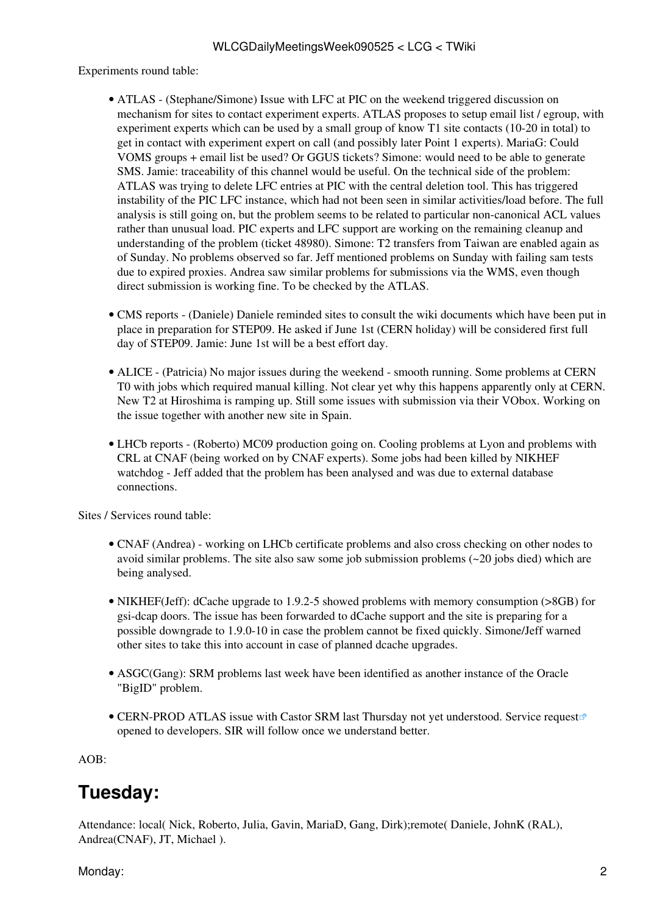Experiments round table:

- ATLAS - (Stephane/Simone) Issue with LFC at PIC on the weekend triggered discussion on mechanism for sites to contact experiment experts. ATLAS proposes to setup email list / egroup, with experiment experts which can be used by a small group of know T1 site contacts (10-20 in total) to get in contact with experiment expert on call (and possibly later Point 1 experts). MariaG: Could VOMS groups + email list be used? Or GGUS tickets? Simone: would need to be able to generate SMS. Jamie: traceability of this channel would be useful. On the technical side of the problem: ATLAS was trying to delete LFC entries at PIC with the central deletion tool. This has triggered instability of the PIC LFC instance, which had not been seen in similar activities/load before. The full analysis is still going on, but the problem seems to be related to particular non-canonical ACL values rather than unusual load. PIC experts and LFC support are working on the remaining cleanup and understanding of the problem (ticket 48980). Simone: T2 transfers from Taiwan are enabled again as of Sunday. No problems observed so far. Jeff mentioned problems on Sunday with failing sam tests due to expired proxies. Andrea saw similar problems for submissions via the WMS, even though direct submission is working fine. To be checked by the ATLAS.

- CMS reports - (Daniele) Daniele reminded sites to consult the wiki documents which have been put in place in preparation for STEP09. He asked if June 1st (CERN holiday) will be considered first full day of STEP09. Jamie: June 1st will be a best effort day.

- ALICE - (Patricia) No major issues during the weekend - smooth running. Some problems at CERN T0 with jobs which required manual killing. Not clear yet why this happens apparently only at CERN. New T2 at Hiroshima is ramping up. Still some issues with submission via their VObox. Working on the issue together with another new site in Spain.

- LHCb reports - (Roberto) MC09 production going on. Cooling problems at Lyon and problems with CRL at CNAF (being worked on by CNAF experts). Some jobs had been killed by NIKHEF watchdog - Jeff added that the problem has been analysed and was due to external database connections.

Sites / Services round table:

- CNAF (Andrea) - working on LHCb certificate problems and also cross checking on other nodes to avoid similar problems. The site also saw some job submission problems (~20 jobs died) which are being analysed.

- NIKHEF(Jeff): dCache upgrade to 1.9.2-5 showed problems with memory consumption (>8GB) for gsi-dcap doors. The issue has been forwarded to dCache support and the site is preparing for a possible downgrade to 1.9.0-10 in case the problem cannot be fixed quickly. Simone/Jeff warned other sites to take this into account in case of planned dcache upgrades.

- ASGC(Gang): SRM problems last week have been identified as another instance of the Oracle "BigID" problem.

- CERN-PROD ATLAS issue with Castor SRM last Thursday not yet understood. Service request opened to developers. SIR will follow once we understand better.

AOB:

## Tuesday:

Attendance: local( Nick, Roberto, Julia, Gavin, MariaD, Gang, Dirk);remote( Daniele, JohnK (RAL), Andrea(CNAF), JT, Michael ).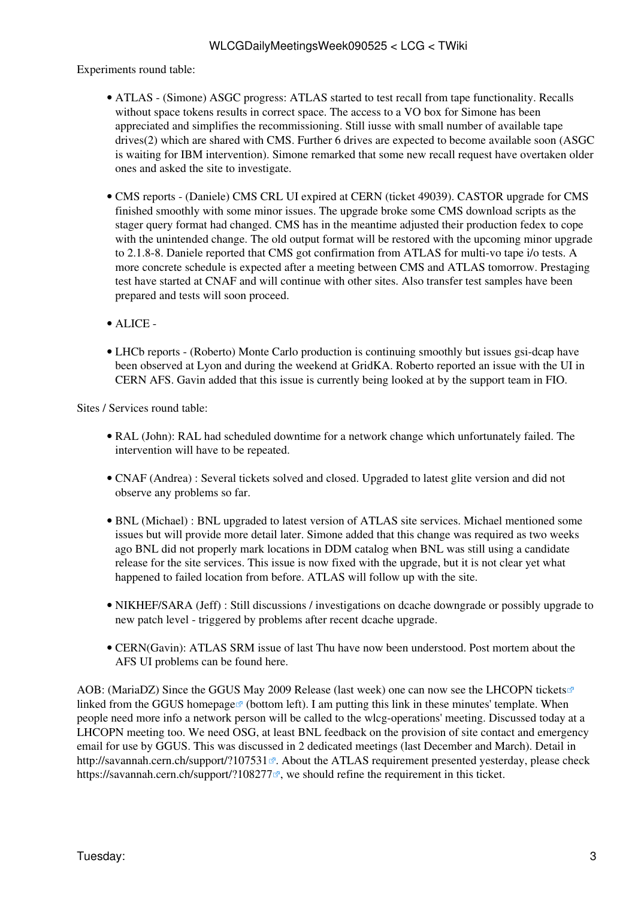Experiments round table:

- ATLAS - (Simone) ASGC progress: ATLAS started to test recall from tape functionality. Recalls without space tokens results in correct space. The access to a VO box for Simone has been appreciated and simplifies the recommissioning. Still iusse with small number of available tape drives(2) which are shared with CMS. Further 6 drives are expected to become available soon (ASGC is waiting for IBM intervention). Simone remarked that some new recall request have overtaken older ones and asked the site to investigate.

- CMS reports - (Daniele) CMS CRL UI expired at CERN (ticket 49039). CASTOR upgrade for CMS finished smoothly with some minor issues. The upgrade broke some CMS download scripts as the stager query format had changed. CMS has in the meantime adjusted their production fedex to cope with the unintended change. The old output format will be restored with the upcoming minor upgrade to 2.1.8-8. Daniele reported that CMS got confirmation from ATLAS for multi-vo tape i/o tests. A more concrete schedule is expected after a meeting between CMS and ATLAS tomorrow. Prestaging test have started at CNAF and will continue with other sites. Also transfer test samples have been prepared and tests will soon proceed.

- ALICE -

- LHCb reports - (Roberto) Monte Carlo production is continuing smoothly but issues gsi-dcap have been observed at Lyon and during the weekend at GridKA. Roberto reported an issue with the UI in CERN AFS. Gavin added that this issue is currently being looked at by the support team in FIO.

Sites / Services round table:

- RAL (John): RAL had scheduled downtime for a network change which unfortunately failed. The intervention will have to be repeated.

- CNAF (Andrea) : Several tickets solved and closed. Upgraded to latest glite version and did not observe any problems so far.

- BNL (Michael) : BNL upgraded to latest version of ATLAS site services. Michael mentioned some issues but will provide more detail later. Simone added that this change was required as two weeks ago BNL did not properly mark locations in DDM catalog when BNL was still using a candidate release for the site services. This issue is now fixed with the upgrade, but it is not clear yet what happened to failed location from before. ATLAS will follow up with the site.

- NIKHEF/SARA (Jeff) : Still discussions / investigations on dcache downgrade or possibly upgrade to new patch level - triggered by problems after recent dcache upgrade.

- CERN(Gavin): ATLAS SRM issue of last Thu have now been understood. Post mortem about the AFS UI problems can be found here.

AOB: (MariaDZ) Since the GGUS May 2009 Release (last week) one can now see the LHCOPN tickets linked from the GGUS homepage (bottom left). I am putting this link in these minutes' template. When people need more info a network person will be called to the wlcg-operations' meeting. Discussed today at a LHCOPN meeting too. We need OSG, at least BNL feedback on the provision of site contact and emergency email for use by GGUS. This was discussed in 2 dedicated meetings (last December and March). Detail in http://savannah.cern.ch/support/?107531. About the ATLAS requirement presented yesterday, please check https://savannah.cern.ch/support/?108277, we should refine the requirement in this ticket.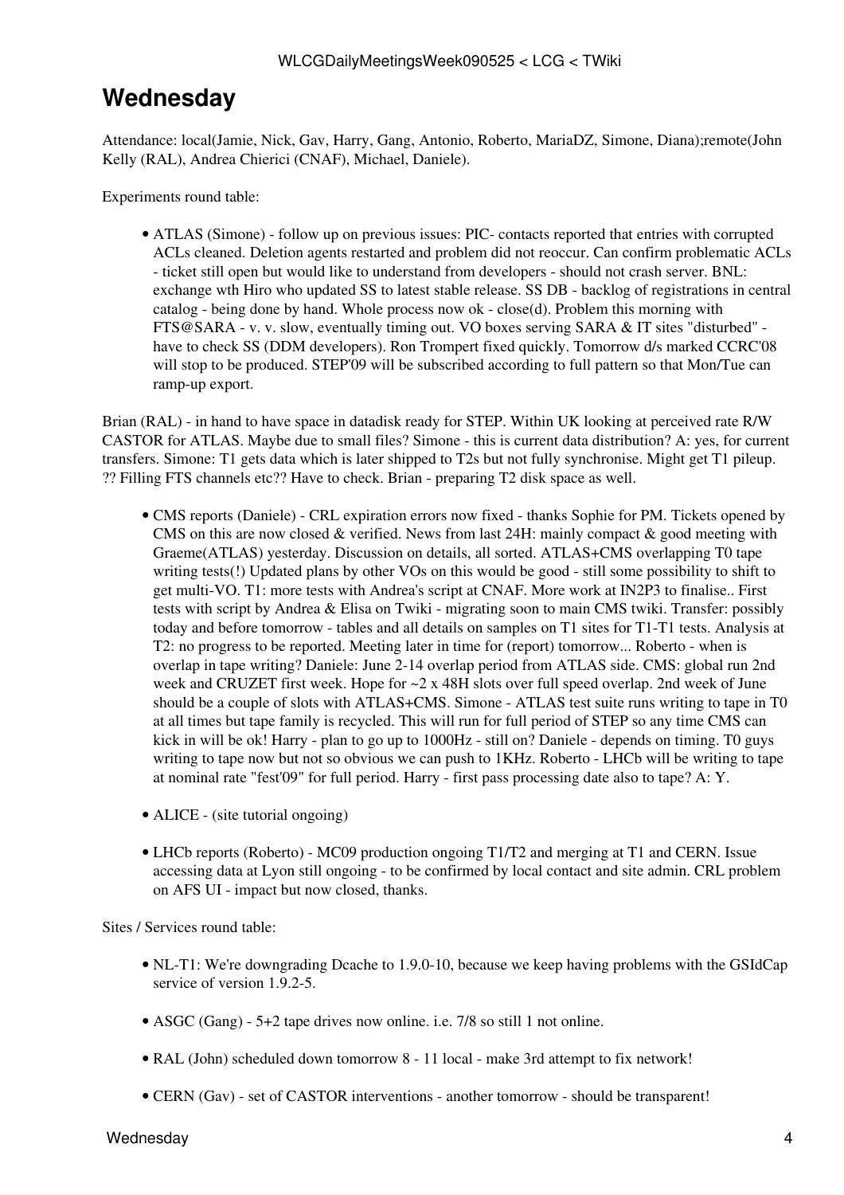# Wednesday

Attendance: local(Jamie, Nick, Gav, Harry, Gang, Antonio, Roberto, MariaDZ, Simone, Diana);remote(John Kelly (RAL), Andrea Chierici (CNAF), Michael, Daniele).

Experiments round table:

- ATLAS (Simone) - follow up on previous issues: PIC- contacts reported that entries with corrupted ACLs cleaned. Deletion agents restarted and problem did not reoccur. Can confirm problematic ACLs - ticket still open but would like to understand from developers - should not crash server. BNL: exchange wth Hiro who updated SS to latest stable release. SS DB - backlog of registrations in central catalog - being done by hand. Whole process now ok - close(d). Problem this morning with FTS@SARA - v. v. slow, eventually timing out. VO boxes serving SARA & IT sites "disturbed" - have to check SS (DDM developers). Ron Trompert fixed quickly. Tomorrow d/s marked CCRC'08 will stop to be produced. STEP'09 will be subscribed according to full pattern so that Mon/Tue can ramp-up export.

Brian (RAL) - in hand to have space in datadisk ready for STEP. Within UK looking at perceived rate R/W CASTOR for ATLAS. Maybe due to small files? Simone - this is current data distribution? A: yes, for current transfers. Simone: T1 gets data which is later shipped to T2s but not fully synchronise. Might get T1 pileup. ?? Filling FTS channels etc?? Have to check. Brian - preparing T2 disk space as well.

- CMS reports (Daniele) - CRL expiration errors now fixed - thanks Sophie for PM. Tickets opened by CMS on this are now closed & verified. News from last 24H: mainly compact & good meeting with Graeme(ATLAS) yesterday. Discussion on details, all sorted. ATLAS+CMS overlapping T0 tape writing tests(!) Updated plans by other VOs on this would be good - still some possibility to shift to get multi-VO. T1: more tests with Andrea's script at CNAF. More work at IN2P3 to finalise.. First tests with script by Andrea & Elisa on Twiki - migrating soon to main CMS twiki. Transfer: possibly today and before tomorrow - tables and all details on samples on T1 sites for T1-T1 tests. Analysis at T2: no progress to be reported. Meeting later in time for (report) tomorrow... Roberto - when is overlap in tape writing? Daniele: June 2-14 overlap period from ATLAS side. CMS: global run 2nd week and CRUZET first week. Hope for ~2 x 48H slots over full speed overlap. 2nd week of June should be a couple of slots with ATLAS+CMS. Simone - ATLAS test suite runs writing to tape in T0 at all times but tape family is recycled. This will run for full period of STEP so any time CMS can kick in will be ok! Harry - plan to go up to 1000Hz - still on? Daniele - depends on timing. T0 guys writing to tape now but not so obvious we can push to 1KHz. Roberto - LHCb will be writing to tape at nominal rate "fest'09" for full period. Harry - first pass processing date also to tape? A: Y.

- ALICE - (site tutorial ongoing)

- LHCb reports (Roberto) - MC09 production ongoing T1/T2 and merging at T1 and CERN. Issue accessing data at Lyon still ongoing - to be confirmed by local contact and site admin. CRL problem on AFS UI - impact but now closed, thanks.

Sites / Services round table:

- NL-T1: We're downgrading Dcache to 1.9.0-10, because we keep having problems with the GSIdCap service of version 1.9.2-5.

- ASGC (Gang) - 5+2 tape drives now online. i.e. 7/8 so still 1 not online.

- RAL (John) scheduled down tomorrow 8 - 11 local - make 3rd attempt to fix network!

- CERN (Gav) - set of CASTOR interventions - another tomorrow - should be transparent!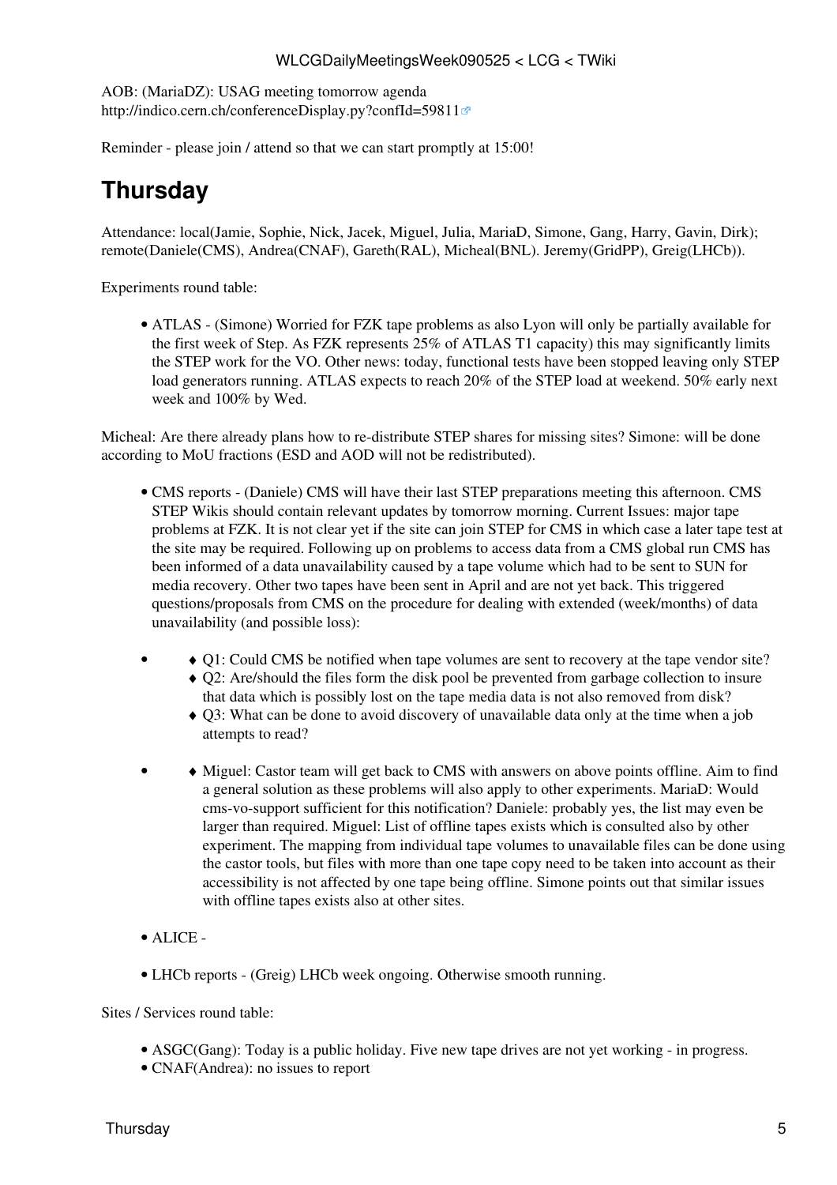AOB: (MariaDZ): USAG meeting tomorrow agenda http://indico.cern.ch/conferenceDisplay.py?confId=59811

Reminder - please join / attend so that we can start promptly at 15:00!

# Thursday

Attendance: local(Jamie, Sophie, Nick, Jacek, Miguel, Julia, MariaD, Simone, Gang, Harry, Gavin, Dirk); remote(Daniele(CMS), Andrea(CNAF), Gareth(RAL), Micheal(BNL). Jeremy(GridPP), Greig(LHCb)).

Experiments round table:

- ATLAS - (Simone) Worried for FZK tape problems as also Lyon will only be partially available for the first week of Step. As FZK represents 25% of ATLAS T1 capacity) this may significantly limits the STEP work for the VO. Other news: today, functional tests have been stopped leaving only STEP load generators running. ATLAS expects to reach 20% of the STEP load at weekend. 50% early next week and 100% by Wed.

Micheal: Are there already plans how to re-distribute STEP shares for missing sites? Simone: will be done according to MoU fractions (ESD and AOD will not be redistributed).

- CMS reports - (Daniele) CMS will have their last STEP preparations meeting this afternoon. CMS STEP Wikis should contain relevant updates by tomorrow morning. Current Issues: major tape problems at FZK. It is not clear yet if the site can join STEP for CMS in which case a later tape test at the site may be required. Following up on problems to access data from a CMS global run CMS has been informed of a data unavailability caused by a tape volume which had to be sent to SUN for media recovery. Other two tapes have been sent in April and are not yet back. This triggered questions/proposals from CMS on the procedure for dealing with extended (week/months) of data unavailability (and possible loss):
  - 
    - Q1: Could CMS be notified when tape volumes are sent to recovery at the tape vendor site?
    - Q2: Are/should the files form the disk pool be prevented from garbage collection to insure that data which is possibly lost on the tape media data is not also removed from disk?
    - Q3: What can be done to avoid discovery of unavailable data only at the time when a job attempts to read?
  - 
    - Miguel: Castor team will get back to CMS with answers on above points offline. Aim to find a general solution as these problems will also apply to other experiments. MariaD: Would cms-vo-support sufficient for this notification? Daniele: probably yes, the list may even be larger than required. Miguel: List of offline tapes exists which is consulted also by other experiment. The mapping from individual tape volumes to unavailable files can be done using the castor tools, but files with more than one tape copy need to be taken into account as their accessibility is not affected by one tape being offline. Simone points out that similar issues with offline tapes exists also at other sites.
- ALICE -
- LHCb reports - (Greig) LHCb week ongoing. Otherwise smooth running.

Sites / Services round table:

- ASGC(Gang): Today is a public holiday. Five new tape drives are not yet working - in progress.
- CNAF(Andrea): no issues to report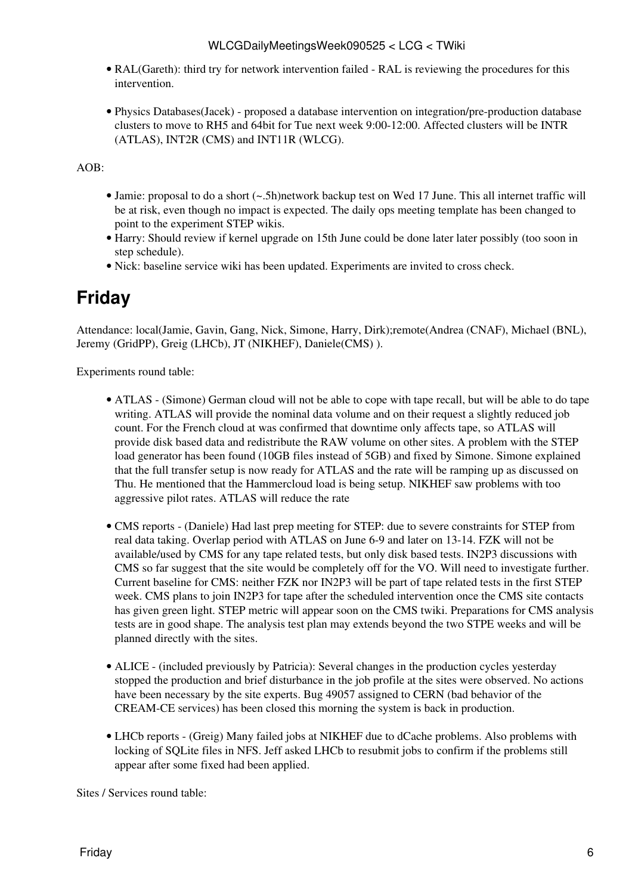- RAL(Gareth): third try for network intervention failed - RAL is reviewing the procedures for this intervention.

- Physics Databases(Jacek) - proposed a database intervention on integration/pre-production database clusters to move to RH5 and 64bit for Tue next week 9:00-12:00. Affected clusters will be INTR (ATLAS), INT2R (CMS) and INT11R (WLCG).

AOB:

- Jamie: proposal to do a short (~.5h)network backup test on Wed 17 June. This all internet traffic will be at risk, even though no impact is expected. The daily ops meeting template has been changed to point to the experiment STEP wikis.
- Harry: Should review if kernel upgrade on 15th June could be done later later possibly (too soon in step schedule).
- Nick: baseline service wiki has been updated. Experiments are invited to cross check.

## Friday

Attendance: local(Jamie, Gavin, Gang, Nick, Simone, Harry, Dirk);remote(Andrea (CNAF), Michael (BNL), Jeremy (GridPP), Greig (LHCb), JT (NIKHEF), Daniele(CMS) ).

Experiments round table:

- ATLAS - (Simone) German cloud will not be able to cope with tape recall, but will be able to do tape writing. ATLAS will provide the nominal data volume and on their request a slightly reduced job count. For the French cloud at was confirmed that downtime only affects tape, so ATLAS will provide disk based data and redistribute the RAW volume on other sites. A problem with the STEP load generator has been found (10GB files instead of 5GB) and fixed by Simone. Simone explained that the full transfer setup is now ready for ATLAS and the rate will be ramping up as discussed on Thu. He mentioned that the Hammercloud load is being setup. NIKHEF saw problems with too aggressive pilot rates. ATLAS will reduce the rate

- CMS reports - (Daniele) Had last prep meeting for STEP: due to severe constraints for STEP from real data taking. Overlap period with ATLAS on June 6-9 and later on 13-14. FZK will not be available/used by CMS for any tape related tests, but only disk based tests. IN2P3 discussions with CMS so far suggest that the site would be completely off for the VO. Will need to investigate further. Current baseline for CMS: neither FZK nor IN2P3 will be part of tape related tests in the first STEP week. CMS plans to join IN2P3 for tape after the scheduled intervention once the CMS site contacts has given green light. STEP metric will appear soon on the CMS twiki. Preparations for CMS analysis tests are in good shape. The analysis test plan may extends beyond the two STPE weeks and will be planned directly with the sites.

- ALICE - (included previously by Patricia): Several changes in the production cycles yesterday stopped the production and brief disturbance in the job profile at the sites were observed. No actions have been necessary by the site experts. Bug 49057 assigned to CERN (bad behavior of the CREAM-CE services) has been closed this morning the system is back in production.

- LHCb reports - (Greig) Many failed jobs at NIKHEF due to dCache problems. Also problems with locking of SQLite files in NFS. Jeff asked LHCb to resubmit jobs to confirm if the problems still appear after some fixed had been applied.

Sites / Services round table: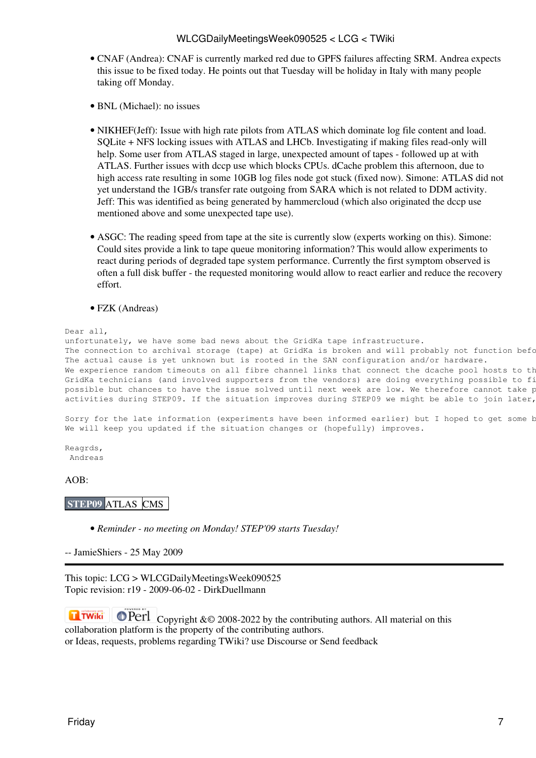- CNAF (Andrea): CNAF is currently marked red due to GPFS failures affecting SRM. Andrea expects this issue to be fixed today. He points out that Tuesday will be holiday in Italy with many people taking off Monday.

- BNL (Michael): no issues

- NIKHEF(Jeff): Issue with high rate pilots from ATLAS which dominate log file content and load. SQLite + NFS locking issues with ATLAS and LHCb. Investigating if making files read-only will help. Some user from ATLAS staged in large, unexpected amount of tapes - followed up at with ATLAS. Further issues with dccp use which blocks CPUs. dCache problem this afternoon, due to high access rate resulting in some 10GB log files node got stuck (fixed now). Simone: ATLAS did not yet understand the 1GB/s transfer rate outgoing from SARA which is not related to DDM activity. Jeff: This was identified as being generated by hammercloud (which also originated the dccp use mentioned above and some unexpected tape use).

- ASGC: The reading speed from tape at the site is currently slow (experts working on this). Simone: Could sites provide a link to tape queue monitoring information? This would allow experiments to react during periods of degraded tape system performance. Currently the first symptom observed is often a full disk buffer - the requested monitoring would allow to react earlier and reduce the recovery effort.

- FZK (Andreas)

```
Dear all,
unfortunately, we have some bad news about the GridKa tape infrastructure.
The connection to archival storage (tape) at GridKa is broken and will probably not function befo
The actual cause is yet unknown but is rooted in the SAN configuration and/or hardware.
We experience random timeouts on all fibre channel links that connect the dcache pool hosts to th
GridKa technicians (and involved supporters from the vendors) are doing everything possible to fi
possible but chances to have the issue solved until next week are low. We therefore cannot take p
activities during STEP09. If the situation improves during STEP09 we might be able to join later,

Sorry for the late information (experiments have been informed earlier) but I hoped to get some b
We will keep you updated if the situation changes or (hopefully) improves.

Reagrds,
 Andreas
```

AOB:

| STEP09 | ATLAS | CMS |
|---|---|---|

- *Reminder - no meeting on Monday! STEP'09 starts Tuesday!*

-- JamieShiers - 25 May 2009

---

This topic: LCG > WLCGDailyMeetingsWeek090525
Topic revision: r19 - 2009-06-02 - DirkDuellmann

Copyright &© 2008-2022 by the contributing authors. All material on this collaboration platform is the property of the contributing authors.
or Ideas, requests, problems regarding TWiki? use Discourse or Send feedback